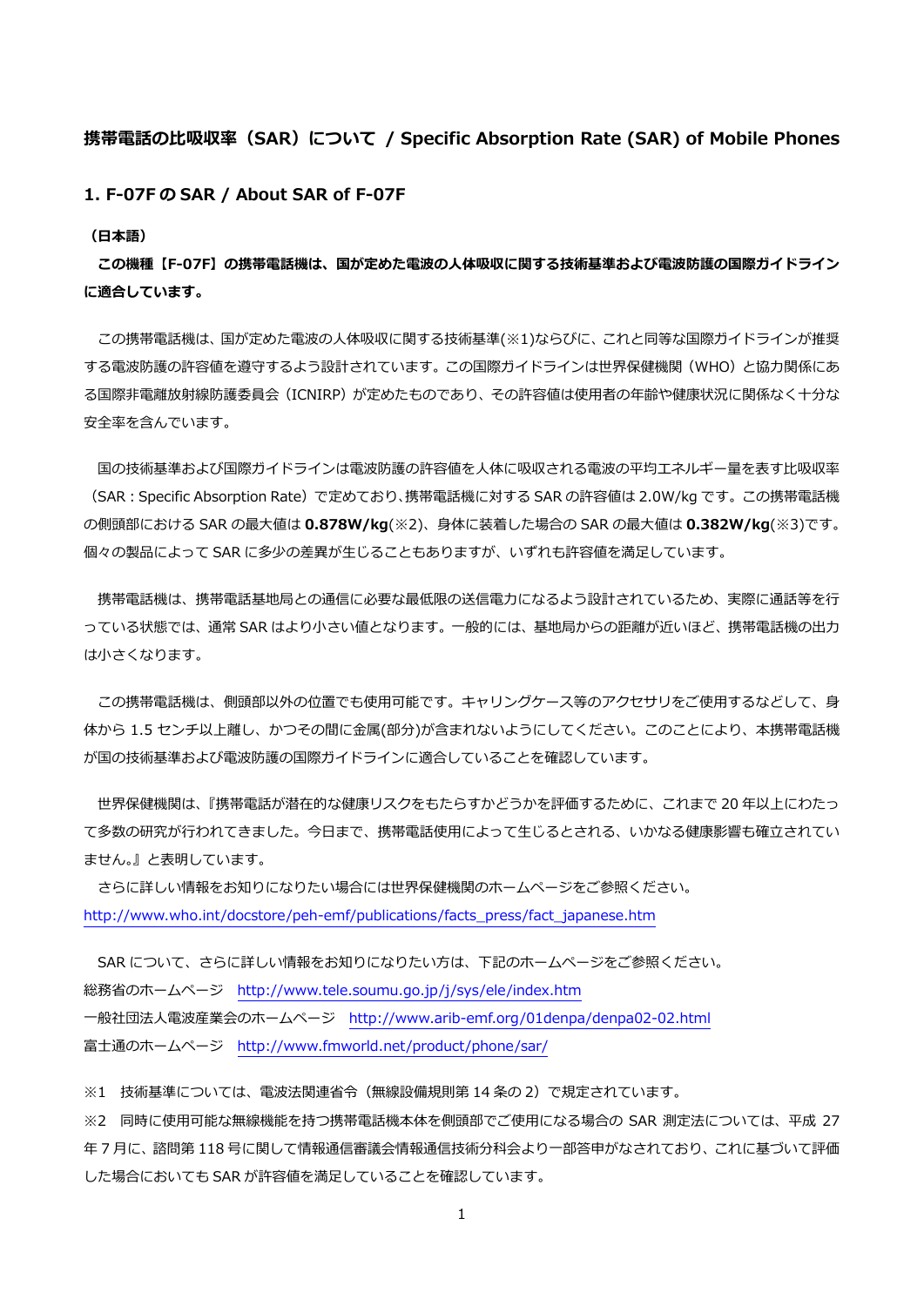# 携帯電話の比吸収率（SAR）について / Specific Absorption Rate (SAR) of Mobile Phones

## 1. F-07F の SAR / About SAR of F-07F

**（日本語）**

**この機種【F-07F】の携帯電話機は、国が定めた電波の人体吸収に関する技術基準および電波防護の国際ガイドラインに適合しています。**

この携帯電話機は、国が定めた電波の人体吸収に関する技術基準(※1)ならびに、これと同等な国際ガイドラインが推奨する電波防護の許容値を遵守するよう設計されています。この国際ガイドラインは世界保健機関（WHO）と協力関係にある国際非電離放射線防護委員会（ICNIRP）が定めたものであり、その許容値は使用者の年齢や健康状況に関係なく十分な安全率を含んでいます。

国の技術基準および国際ガイドラインは電波防護の許容値を人体に吸収される電波の平均エネルギー量を表す比吸収率（SAR：Specific Absorption Rate）で定めており、携帯電話機に対する SAR の許容値は 2.0W/kg です。この携帯電話機の側頭部における SAR の最大値は **0.878W/kg**(※2)、身体に装着した場合の SAR の最大値は **0.382W/kg**(※3)です。個々の製品によって SAR に多少の差異が生じることもありますが、いずれも許容値を満足しています。

携帯電話機は、携帯電話基地局との通信に必要な最低限の送信電力になるよう設計されているため、実際に通話等を行っている状態では、通常 SAR はより小さい値となります。一般的には、基地局からの距離が近いほど、携帯電話機の出力は小さくなります。

この携帯電話機は、側頭部以外の位置でも使用可能です。キャリングケース等のアクセサリをご使用するなどして、身体から 1.5 センチ以上離し、かつその間に金属(部分)が含まれないようにしてください。このことにより、本携帯電話機が国の技術基準および電波防護の国際ガイドラインに適合していることを確認しています。

世界保健機関は、『携帯電話が潜在的な健康リスクをもたらすかどうかを評価するために、これまで 20 年以上にわたって多数の研究が行われてきました。今日まで、携帯電話使用によって生じるとされる、いかなる健康影響も確立されていません。』と表明しています。

さらに詳しい情報をお知りになりたい場合には世界保健機関のホームページをご参照ください。
http://www.who.int/docstore/peh-emf/publications/facts_press/fact_japanese.htm

SAR について、さらに詳しい情報をお知りになりたい方は、下記のホームページをご参照ください。
総務省のホームページ　http://www.tele.soumu.go.jp/j/sys/ele/index.htm
一般社団法人電波産業会のホームページ　http://www.arib-emf.org/01denpa/denpa02-02.html
富士通のホームページ　http://www.fmworld.net/product/phone/sar/

※1　技術基準については、電波法関連省令（無線設備規則第 14 条の 2）で規定されています。
※2　同時に使用可能な無線機能を持つ携帯電話機本体を側頭部でご使用になる場合の SAR 測定法については、平成 27 年 7 月に、諮問第 118 号に関して情報通信審議会情報通信技術分科会より一部答申がなされており、これに基づいて評価した場合においても SAR が許容値を満足していることを確認しています。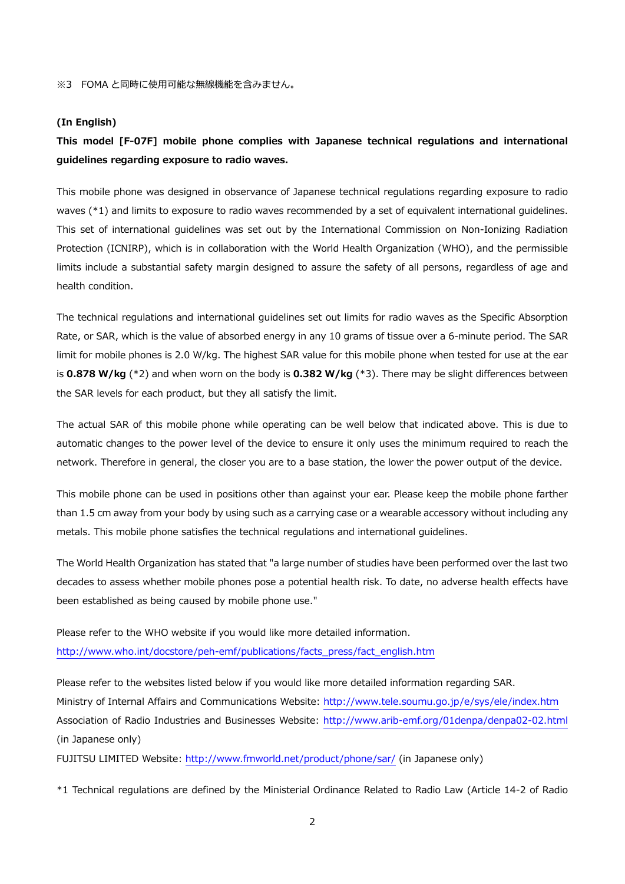※3　FOMA と同時に使用可能な無線機能を含みません。

**(In English)**

**This model [F-07F] mobile phone complies with Japanese technical regulations and international guidelines regarding exposure to radio waves.**

This mobile phone was designed in observance of Japanese technical regulations regarding exposure to radio waves (*1) and limits to exposure to radio waves recommended by a set of equivalent international guidelines. This set of international guidelines was set out by the International Commission on Non-Ionizing Radiation Protection (ICNIRP), which is in collaboration with the World Health Organization (WHO), and the permissible limits include a substantial safety margin designed to assure the safety of all persons, regardless of age and health condition.

The technical regulations and international guidelines set out limits for radio waves as the Specific Absorption Rate, or SAR, which is the value of absorbed energy in any 10 grams of tissue over a 6-minute period. The SAR limit for mobile phones is 2.0 W/kg. The highest SAR value for this mobile phone when tested for use at the ear is **0.878 W/kg** (*2) and when worn on the body is **0.382 W/kg** (*3). There may be slight differences between the SAR levels for each product, but they all satisfy the limit.

The actual SAR of this mobile phone while operating can be well below that indicated above. This is due to automatic changes to the power level of the device to ensure it only uses the minimum required to reach the network. Therefore in general, the closer you are to a base station, the lower the power output of the device.

This mobile phone can be used in positions other than against your ear. Please keep the mobile phone farther than 1.5 cm away from your body by using such as a carrying case or a wearable accessory without including any metals. This mobile phone satisfies the technical regulations and international guidelines.

The World Health Organization has stated that "a large number of studies have been performed over the last two decades to assess whether mobile phones pose a potential health risk. To date, no adverse health effects have been established as being caused by mobile phone use."

Please refer to the WHO website if you would like more detailed information.
http://www.who.int/docstore/peh-emf/publications/facts_press/fact_english.htm

Please refer to the websites listed below if you would like more detailed information regarding SAR.
Ministry of Internal Affairs and Communications Website: http://www.tele.soumu.go.jp/e/sys/ele/index.htm
Association of Radio Industries and Businesses Website: http://www.arib-emf.org/01denpa/denpa02-02.html (in Japanese only)
FUJITSU LIMITED Website: http://www.fmworld.net/product/phone/sar/ (in Japanese only)

*1 Technical regulations are defined by the Ministerial Ordinance Related to Radio Law (Article 14-2 of Radio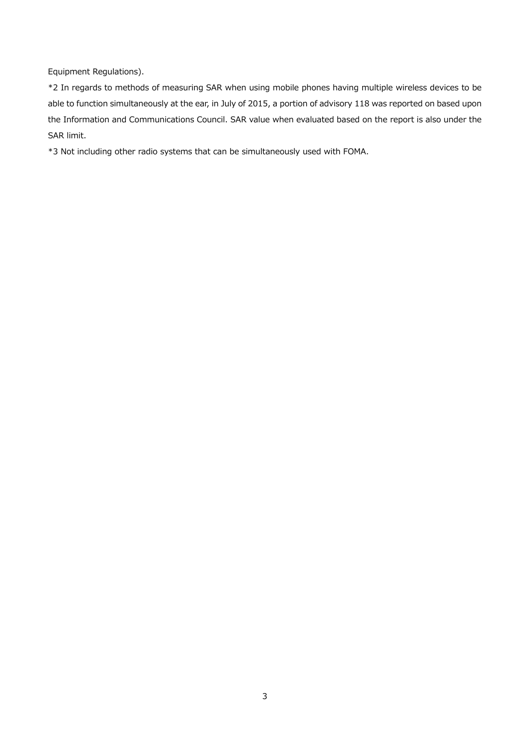Equipment Regulations).

*2 In regards to methods of measuring SAR when using mobile phones having multiple wireless devices to be able to function simultaneously at the ear, in July of 2015, a portion of advisory 118 was reported on based upon the Information and Communications Council. SAR value when evaluated based on the report is also under the SAR limit.

*3 Not including other radio systems that can be simultaneously used with FOMA.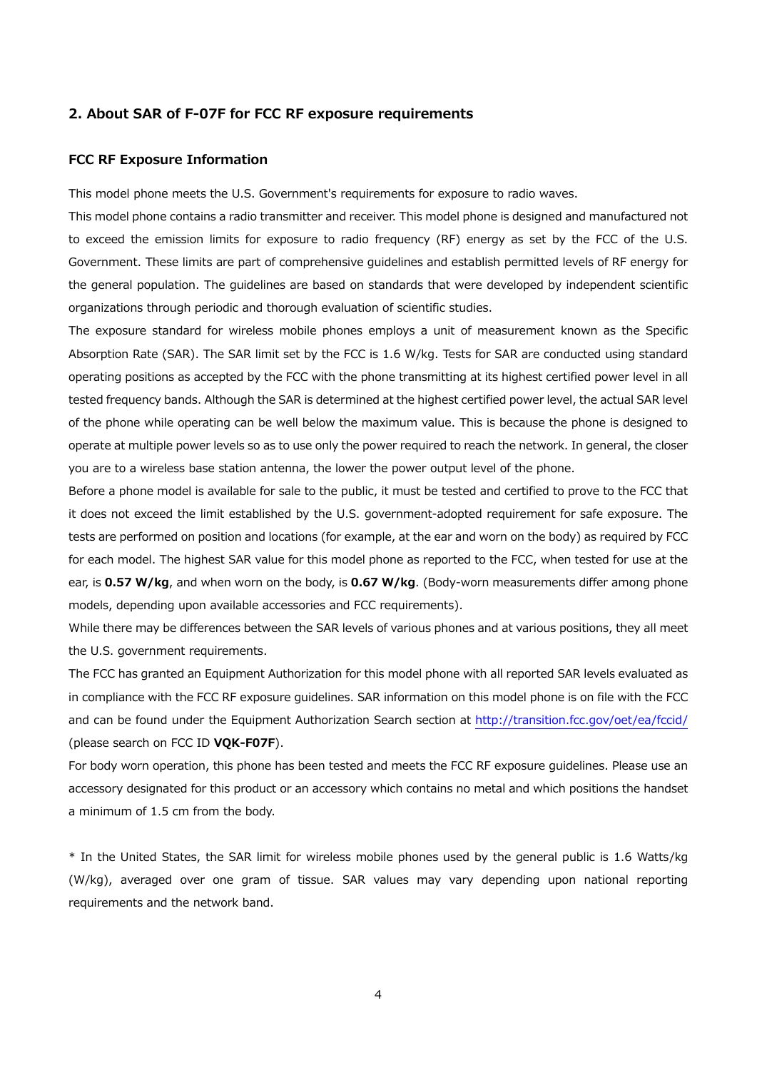## 2. About SAR of F-07F for FCC RF exposure requirements

### FCC RF Exposure Information

This model phone meets the U.S. Government's requirements for exposure to radio waves.

This model phone contains a radio transmitter and receiver. This model phone is designed and manufactured not to exceed the emission limits for exposure to radio frequency (RF) energy as set by the FCC of the U.S. Government. These limits are part of comprehensive guidelines and establish permitted levels of RF energy for the general population. The guidelines are based on standards that were developed by independent scientific organizations through periodic and thorough evaluation of scientific studies.

The exposure standard for wireless mobile phones employs a unit of measurement known as the Specific Absorption Rate (SAR). The SAR limit set by the FCC is 1.6 W/kg. Tests for SAR are conducted using standard operating positions as accepted by the FCC with the phone transmitting at its highest certified power level in all tested frequency bands. Although the SAR is determined at the highest certified power level, the actual SAR level of the phone while operating can be well below the maximum value. This is because the phone is designed to operate at multiple power levels so as to use only the power required to reach the network. In general, the closer you are to a wireless base station antenna, the lower the power output level of the phone.

Before a phone model is available for sale to the public, it must be tested and certified to prove to the FCC that it does not exceed the limit established by the U.S. government-adopted requirement for safe exposure. The tests are performed on position and locations (for example, at the ear and worn on the body) as required by FCC for each model. The highest SAR value for this model phone as reported to the FCC, when tested for use at the ear, is **0.57 W/kg**, and when worn on the body, is **0.67 W/kg**. (Body-worn measurements differ among phone models, depending upon available accessories and FCC requirements).

While there may be differences between the SAR levels of various phones and at various positions, they all meet the U.S. government requirements.

The FCC has granted an Equipment Authorization for this model phone with all reported SAR levels evaluated as in compliance with the FCC RF exposure guidelines. SAR information on this model phone is on file with the FCC and can be found under the Equipment Authorization Search section at http://transition.fcc.gov/oet/ea/fccid/ (please search on FCC ID **VQK-F07F**).

For body worn operation, this phone has been tested and meets the FCC RF exposure guidelines. Please use an accessory designated for this product or an accessory which contains no metal and which positions the handset a minimum of 1.5 cm from the body.

* In the United States, the SAR limit for wireless mobile phones used by the general public is 1.6 Watts/kg (W/kg), averaged over one gram of tissue. SAR values may vary depending upon national reporting requirements and the network band.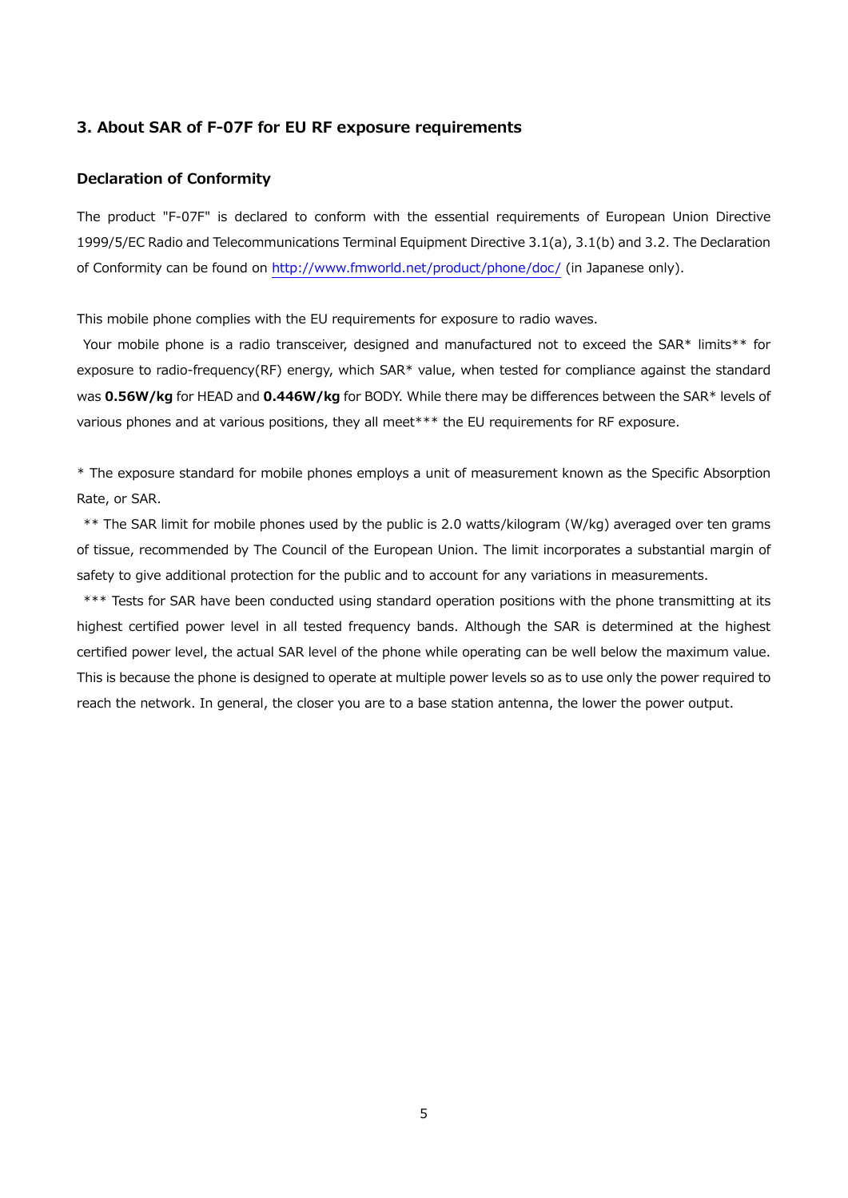## 3. About SAR of F-07F for EU RF exposure requirements

### Declaration of Conformity

The product "F-07F" is declared to conform with the essential requirements of European Union Directive 1999/5/EC Radio and Telecommunications Terminal Equipment Directive 3.1(a), 3.1(b) and 3.2. The Declaration of Conformity can be found on http://www.fmworld.net/product/phone/doc/ (in Japanese only).

This mobile phone complies with the EU requirements for exposure to radio waves.

Your mobile phone is a radio transceiver, designed and manufactured not to exceed the SAR* limits** for exposure to radio-frequency(RF) energy, which SAR* value, when tested for compliance against the standard was **0.56W/kg** for HEAD and **0.446W/kg** for BODY. While there may be differences between the SAR* levels of various phones and at various positions, they all meet*** the EU requirements for RF exposure.

* The exposure standard for mobile phones employs a unit of measurement known as the Specific Absorption Rate, or SAR.

** The SAR limit for mobile phones used by the public is 2.0 watts/kilogram (W/kg) averaged over ten grams of tissue, recommended by The Council of the European Union. The limit incorporates a substantial margin of safety to give additional protection for the public and to account for any variations in measurements.

*** Tests for SAR have been conducted using standard operation positions with the phone transmitting at its highest certified power level in all tested frequency bands. Although the SAR is determined at the highest certified power level, the actual SAR level of the phone while operating can be well below the maximum value. This is because the phone is designed to operate at multiple power levels so as to use only the power required to reach the network. In general, the closer you are to a base station antenna, the lower the power output.